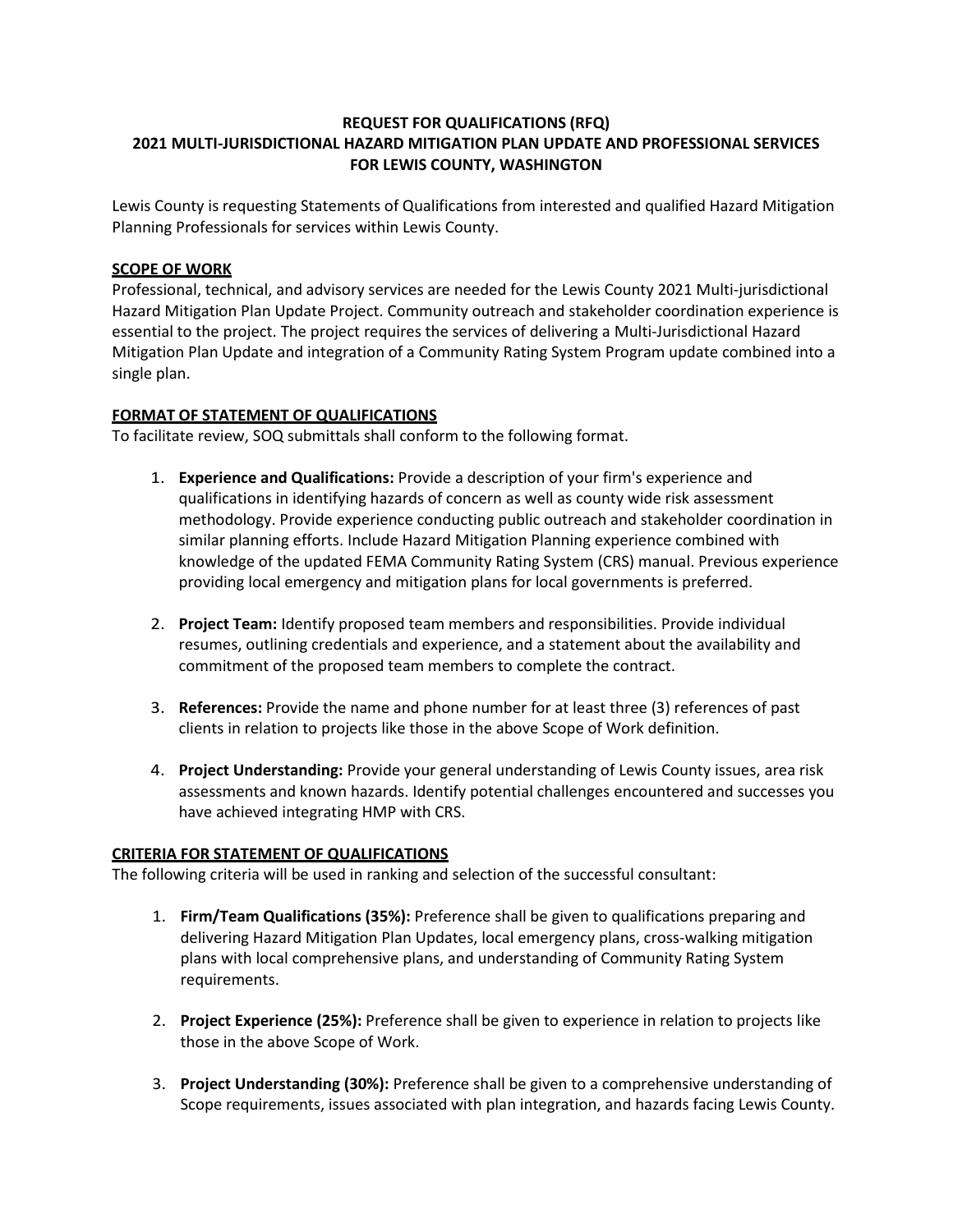# REQUEST FOR QUALIFICATIONS (RFQ)
# 2021 MULTI-JURISDICTIONAL HAZARD MITIGATION PLAN UPDATE AND PROFESSIONAL SERVICES FOR LEWIS COUNTY, WASHINGTON

Lewis County is requesting Statements of Qualifications from interested and qualified Hazard Mitigation Planning Professionals for services within Lewis County.

## SCOPE OF WORK

Professional, technical, and advisory services are needed for the Lewis County 2021 Multi-jurisdictional Hazard Mitigation Plan Update Project. Community outreach and stakeholder coordination experience is essential to the project. The project requires the services of delivering a Multi-Jurisdictional Hazard Mitigation Plan Update and integration of a Community Rating System Program update combined into a single plan.

## FORMAT OF STATEMENT OF QUALIFICATIONS

To facilitate review, SOQ submittals shall conform to the following format.

1. **Experience and Qualifications:** Provide a description of your firm's experience and qualifications in identifying hazards of concern as well as county wide risk assessment methodology. Provide experience conducting public outreach and stakeholder coordination in similar planning efforts. Include Hazard Mitigation Planning experience combined with knowledge of the updated FEMA Community Rating System (CRS) manual. Previous experience providing local emergency and mitigation plans for local governments is preferred.

2. **Project Team:** Identify proposed team members and responsibilities. Provide individual resumes, outlining credentials and experience, and a statement about the availability and commitment of the proposed team members to complete the contract.

3. **References:** Provide the name and phone number for at least three (3) references of past clients in relation to projects like those in the above Scope of Work definition.

4. **Project Understanding:** Provide your general understanding of Lewis County issues, area risk assessments and known hazards. Identify potential challenges encountered and successes you have achieved integrating HMP with CRS.

## CRITERIA FOR STATEMENT OF QUALIFICATIONS

The following criteria will be used in ranking and selection of the successful consultant:

1. **Firm/Team Qualifications (35%):** Preference shall be given to qualifications preparing and delivering Hazard Mitigation Plan Updates, local emergency plans, cross-walking mitigation plans with local comprehensive plans, and understanding of Community Rating System requirements.

2. **Project Experience (25%):** Preference shall be given to experience in relation to projects like those in the above Scope of Work.

3. **Project Understanding (30%):** Preference shall be given to a comprehensive understanding of Scope requirements, issues associated with plan integration, and hazards facing Lewis County.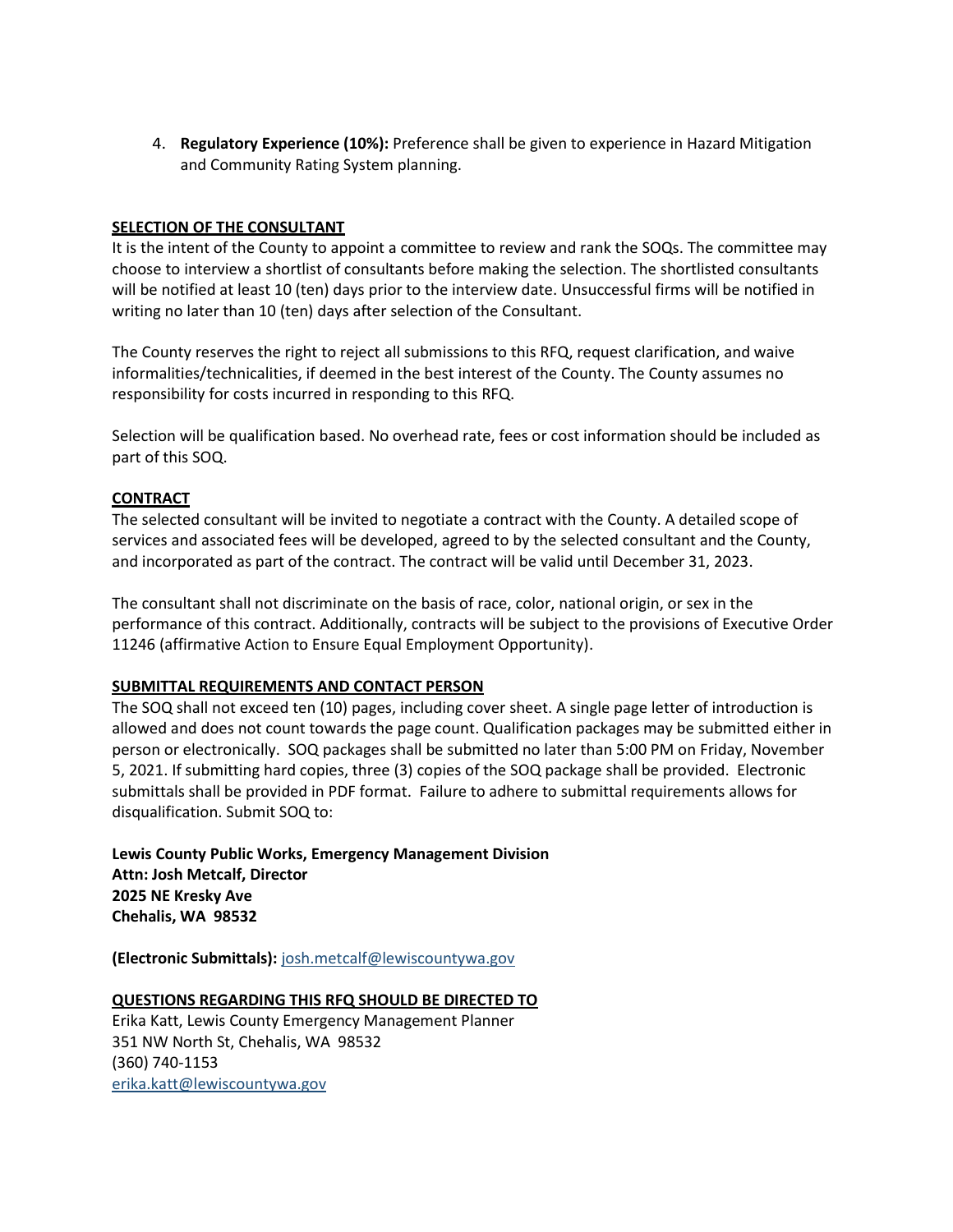4. **Regulatory Experience (10%):** Preference shall be given to experience in Hazard Mitigation and Community Rating System planning.

## SELECTION OF THE CONSULTANT

It is the intent of the County to appoint a committee to review and rank the SOQs. The committee may choose to interview a shortlist of consultants before making the selection. The shortlisted consultants will be notified at least 10 (ten) days prior to the interview date. Unsuccessful firms will be notified in writing no later than 10 (ten) days after selection of the Consultant.

The County reserves the right to reject all submissions to this RFQ, request clarification, and waive informalities/technicalities, if deemed in the best interest of the County. The County assumes no responsibility for costs incurred in responding to this RFQ.

Selection will be qualification based. No overhead rate, fees or cost information should be included as part of this SOQ.

## CONTRACT

The selected consultant will be invited to negotiate a contract with the County. A detailed scope of services and associated fees will be developed, agreed to by the selected consultant and the County, and incorporated as part of the contract. The contract will be valid until December 31, 2023.

The consultant shall not discriminate on the basis of race, color, national origin, or sex in the performance of this contract. Additionally, contracts will be subject to the provisions of Executive Order 11246 (affirmative Action to Ensure Equal Employment Opportunity).

## SUBMITTAL REQUIREMENTS AND CONTACT PERSON

The SOQ shall not exceed ten (10) pages, including cover sheet. A single page letter of introduction is allowed and does not count towards the page count. Qualification packages may be submitted either in person or electronically. SOQ packages shall be submitted no later than 5:00 PM on Friday, November 5, 2021. If submitting hard copies, three (3) copies of the SOQ package shall be provided. Electronic submittals shall be provided in PDF format. Failure to adhere to submittal requirements allows for disqualification. Submit SOQ to:

**Lewis County Public Works, Emergency Management Division**
**Attn: Josh Metcalf, Director**
**2025 NE Kresky Ave**
**Chehalis, WA 98532**

**(Electronic Submittals):** josh.metcalf@lewiscountywa.gov

## QUESTIONS REGARDING THIS RFQ SHOULD BE DIRECTED TO

Erika Katt, Lewis County Emergency Management Planner
351 NW North St, Chehalis, WA 98532
(360) 740-1153
erika.katt@lewiscountywa.gov